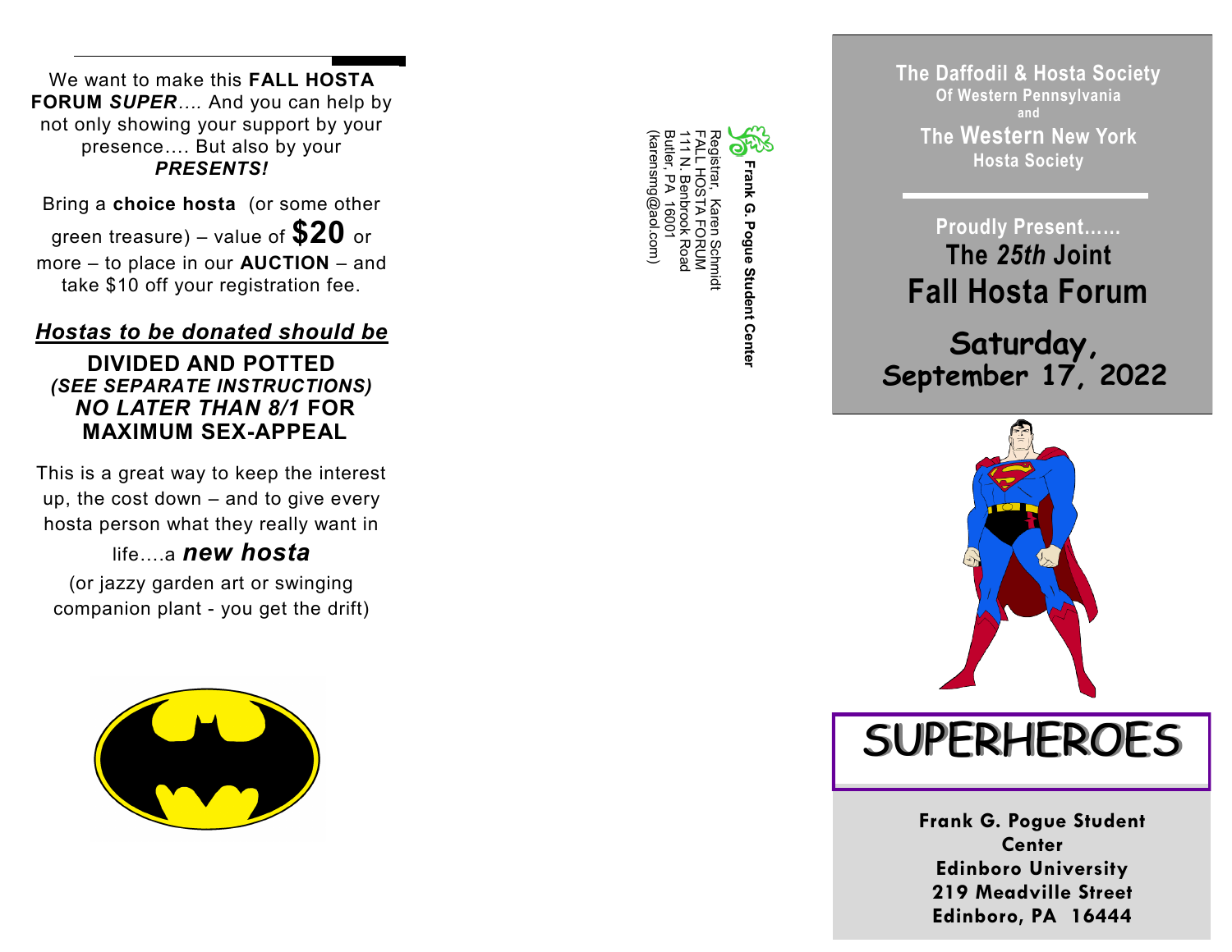We want to make this **FALL HOSTA FORUM *SUPER***…. And you can help by not only showing your support by your presence…. But also by your ***PRESENTS!***

Bring a **choice hosta** (or some other green treasure) – value of **$20** or more – to place in our **AUCTION** – and take $10 off your registration fee.

***Hostas to be donated should be***

**DIVIDED AND POTTED**
***(SEE SEPARATE INSTRUCTIONS)***
***NO LATER THAN 8/1* FOR MAXIMUM SEX-APPEAL**

This is a great way to keep the interest up, the cost down – and to give every hosta person what they really want in life….a ***new hosta***

(or jazzy garden art or swinging companion plant - you get the drift)

**Frank G. Pogue Student Center**

Registrar, Karen Schmidt
FALL HOSTA FORUM
111 N. Benbrook Road
Butler, PA 16001
(karensmg@aol.com)

**The Daffodil & Hosta Society**
**Of Western Pennsylvania**
**and**
**The Western New York**
**Hosta Society**

**Proudly Present……**

# The *25th* Joint Fall Hosta Forum

## Saturday, September 17, 2022

# SUPERHEROES

**Frank G. Pogue Student Center**
**Edinboro University**
**219 Meadville Street**
**Edinboro, PA 16444**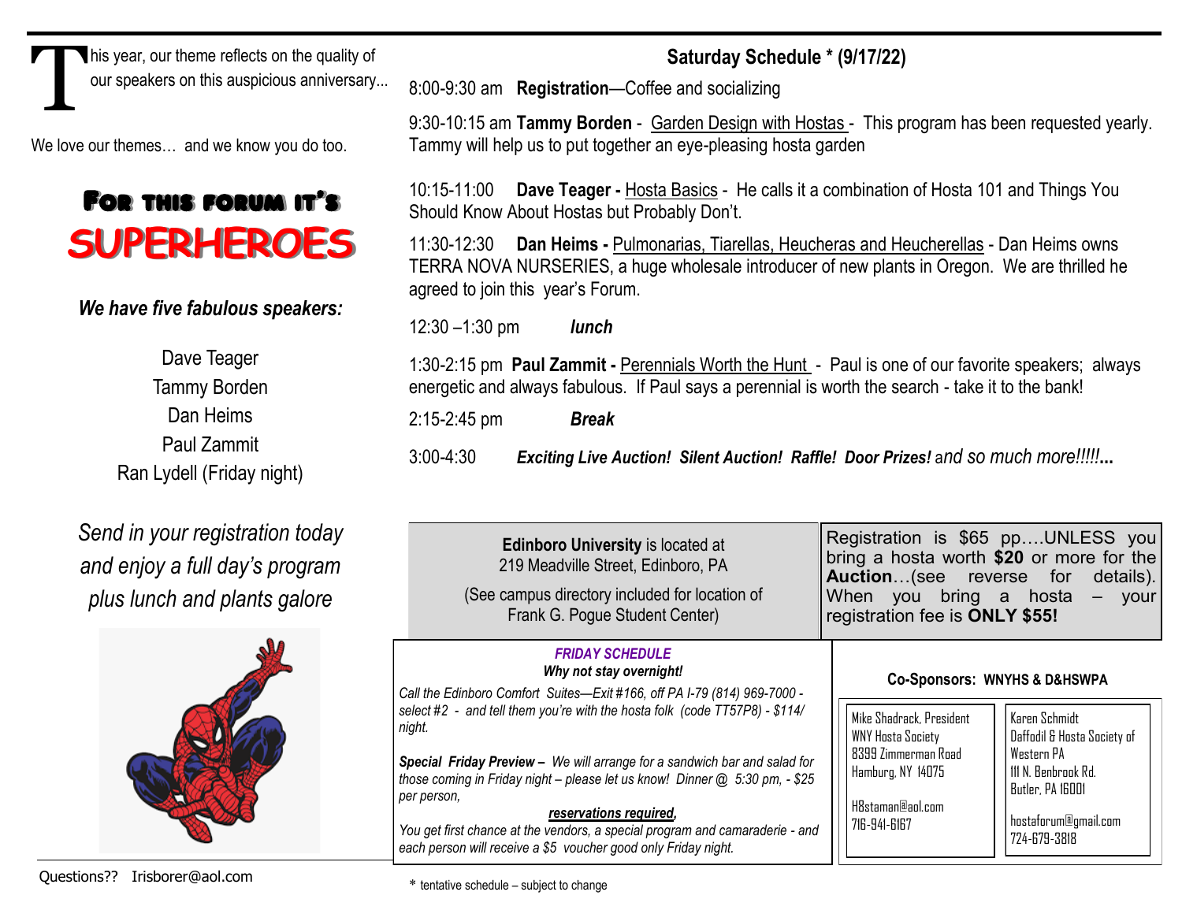This year, our theme reflects on the quality of our speakers on this auspicious anniversary...

We love our themes… and we know you do too.

## For this forum it's

# SUPERHEROES

***We have five fabulous speakers:***

Dave Teager
Tammy Borden
Dan Heims
Paul Zammit
Ran Lydell (Friday night)

*Send in your registration today and enjoy a full day's program plus lunch and plants galore*

Questions?? Irisborer@aol.com

## Saturday Schedule * (9/17/22)

8:00-9:30 am **Registration**—Coffee and socializing

9:30-10:15 am **Tammy Borden** - Garden Design with Hostas - This program has been requested yearly. Tammy will help us to put together an eye-pleasing hosta garden

10:15-11:00 **Dave Teager -** Hosta Basics - He calls it a combination of Hosta 101 and Things You Should Know About Hostas but Probably Don't.

11:30-12:30 **Dan Heims -** Pulmonarias, Tiarellas, Heucheras and Heucherellas - Dan Heims owns TERRA NOVA NURSERIES, a huge wholesale introducer of new plants in Oregon. We are thrilled he agreed to join this year's Forum.

12:30 –1:30 pm ***lunch***

1:30-2:15 pm **Paul Zammit -** Perennials Worth the Hunt - Paul is one of our favorite speakers; always energetic and always fabulous. If Paul says a perennial is worth the search - take it to the bank!

2:15-2:45 pm ***Break***

3:00-4:30 ***Exciting Live Auction! Silent Auction! Raffle! Door Prizes!*** *and so much more!!!!!*...

**Edinboro University** is located at
219 Meadville Street, Edinboro, PA

(See campus directory included for location of Frank G. Pogue Student Center)

Registration is $65 pp….UNLESS you bring a hosta worth **$20** or more for the **Auction**…(see reverse for details). When you bring a hosta – your registration fee is **ONLY $55!**

***FRIDAY SCHEDULE***
***Why not stay overnight!***

*Call the Edinboro Comfort Suites—Exit #166, off PA I-79 (814) 969-7000 - select #2 - and tell them you're with the hosta folk (code TT57P8) - $114/ night.*

***Special Friday Preview –*** *We will arrange for a sandwich bar and salad for those coming in Friday night – please let us know! Dinner @ 5:30 pm, - $25 per person,*

***reservations required,***

*You get first chance at the vendors, a special program and camaraderie - and each person will receive a $5 voucher good only Friday night.*

**Co-Sponsors: WNYHS & D&HSWPA**

Mike Shadrack, President
WNY Hosta Society
8399 Zimmerman Road
Hamburg, NY 14075

H8staman@aol.com
716-941-6167

Karen Schmidt
Daffodil & Hosta Society of Western PA
111 N. Benbrook Rd.
Butler, PA 16001

hostaforum@gmail.com
724-679-3818

\* tentative schedule – subject to change